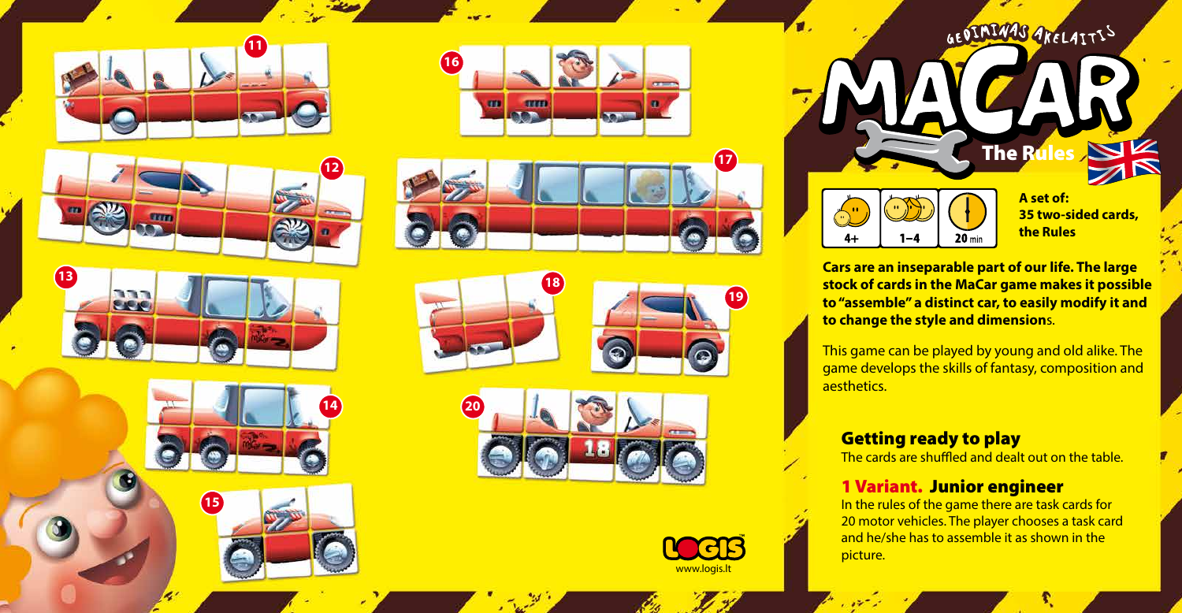GEDIMINAS AKELAITIS

# MACAR

## The Rules

4+ | 1–4 | 20 min

**A set of:**
**35 two-sided cards,**
**the Rules**

**Cars are an inseparable part of our life. The large stock of cards in the MaCar game makes it possible to "assemble" a distinct car, to easily modify it and to change the style and dimensions.**

This game can be played by young and old alike. The game develops the skills of fantasy, composition and aesthetics.

### Getting ready to play

The cards are shuffled and dealt out on the table.

### 1 Variant. Junior engineer

In the rules of the game there are task cards for 20 motor vehicles. The player chooses a task card and he/she has to assemble it as shown in the picture.

11 12 13 14 15 16 17 18 19 20

LOGIS
www.logis.lt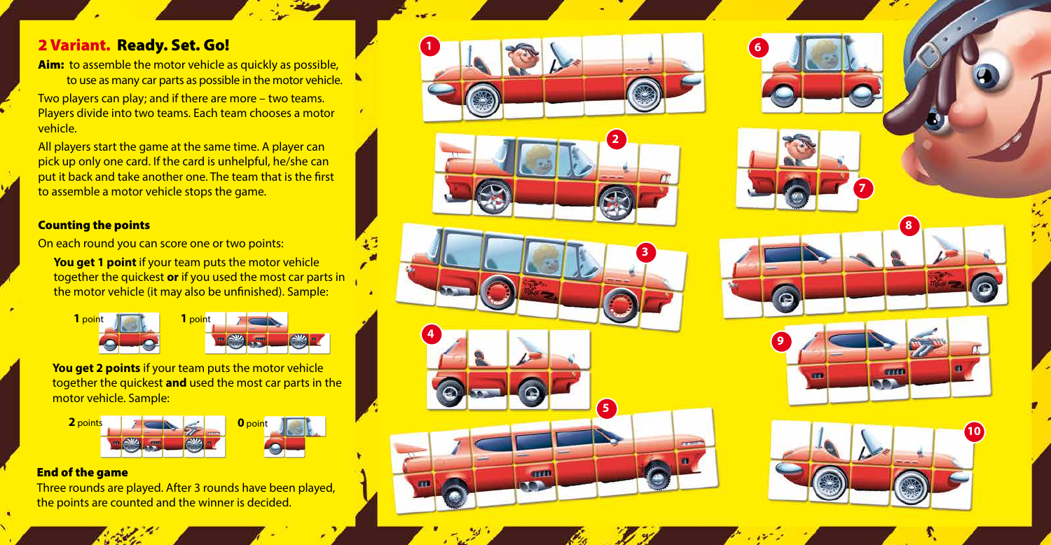## 2 Variant. Ready. Set. Go!

**Aim:** to assemble the motor vehicle as quickly as possible, to use as many car parts as possible in the motor vehicle.

Two players can play; and if there are more – two teams. Players divide into two teams. Each team chooses a motor vehicle.

All players start the game at the same time. A player can pick up only one card. If the card is unhelpful, he/she can put it back and take another one. The team that is the first to assemble a motor vehicle stops the game.

### Counting the points

On each round you can score one or two points:

**You get 1 point** if your team puts the motor vehicle together the quickest **or** if you used the most car parts in the motor vehicle (it may also be unfinished). Sample:

**1** point **1** point

**You get 2 points** if your team puts the motor vehicle together the quickest **and** used the most car parts in the motor vehicle. Sample:

**2** points **0** point

### End of the game

Three rounds are played. After 3 rounds have been played, the points are counted and the winner is decided.

1

2

3

4

5

6

7

8

9

10